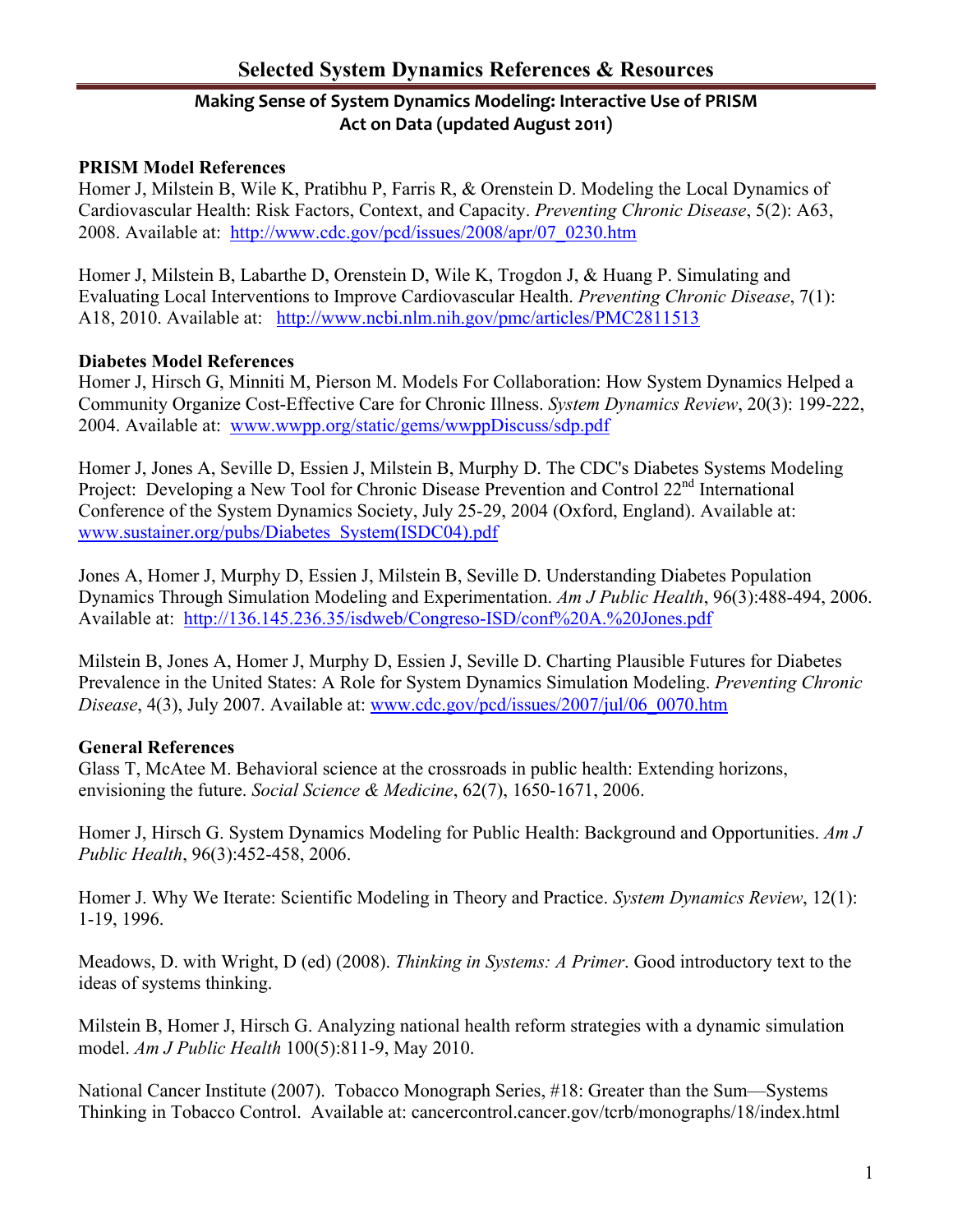# Selected System Dynamics References & Resources

## Making Sense of System Dynamics Modeling: Interactive Use of PRISM Act on Data (updated August 2011)

**PRISM Model References**

Homer J, Milstein B, Wile K, Pratibhu P, Farris R, & Orenstein D. Modeling the Local Dynamics of Cardiovascular Health: Risk Factors, Context, and Capacity. *Preventing Chronic Disease*, 5(2): A63, 2008. Available at: http://www.cdc.gov/pcd/issues/2008/apr/07_0230.htm

Homer J, Milstein B, Labarthe D, Orenstein D, Wile K, Trogdon J, & Huang P. Simulating and Evaluating Local Interventions to Improve Cardiovascular Health. *Preventing Chronic Disease*, 7(1): A18, 2010. Available at: http://www.ncbi.nlm.nih.gov/pmc/articles/PMC2811513

**Diabetes Model References**

Homer J, Hirsch G, Minniti M, Pierson M. Models For Collaboration: How System Dynamics Helped a Community Organize Cost-Effective Care for Chronic Illness. *System Dynamics Review*, 20(3): 199-222, 2004. Available at: www.wwpp.org/static/gems/wwppDiscuss/sdp.pdf

Homer J, Jones A, Seville D, Essien J, Milstein B, Murphy D. The CDC's Diabetes Systems Modeling Project: Developing a New Tool for Chronic Disease Prevention and Control 22nd International Conference of the System Dynamics Society, July 25-29, 2004 (Oxford, England). Available at: www.sustainer.org/pubs/Diabetes_System(ISDC04).pdf

Jones A, Homer J, Murphy D, Essien J, Milstein B, Seville D. Understanding Diabetes Population Dynamics Through Simulation Modeling and Experimentation. *Am J Public Health*, 96(3):488-494, 2006. Available at: http://136.145.236.35/isdweb/Congreso-ISD/conf%20A.%20Jones.pdf

Milstein B, Jones A, Homer J, Murphy D, Essien J, Seville D. Charting Plausible Futures for Diabetes Prevalence in the United States: A Role for System Dynamics Simulation Modeling. *Preventing Chronic Disease*, 4(3), July 2007. Available at: www.cdc.gov/pcd/issues/2007/jul/06_0070.htm

**General References**

Glass T, McAtee M. Behavioral science at the crossroads in public health: Extending horizons, envisioning the future. *Social Science & Medicine*, 62(7), 1650-1671, 2006.

Homer J, Hirsch G. System Dynamics Modeling for Public Health: Background and Opportunities. *Am J Public Health*, 96(3):452-458, 2006.

Homer J. Why We Iterate: Scientific Modeling in Theory and Practice. *System Dynamics Review*, 12(1): 1-19, 1996.

Meadows, D. with Wright, D (ed) (2008). *Thinking in Systems: A Primer*. Good introductory text to the ideas of systems thinking.

Milstein B, Homer J, Hirsch G. Analyzing national health reform strategies with a dynamic simulation model. *Am J Public Health* 100(5):811-9, May 2010.

National Cancer Institute (2007). Tobacco Monograph Series, #18: Greater than the Sum—Systems Thinking in Tobacco Control. Available at: cancercontrol.cancer.gov/tcrb/monographs/18/index.html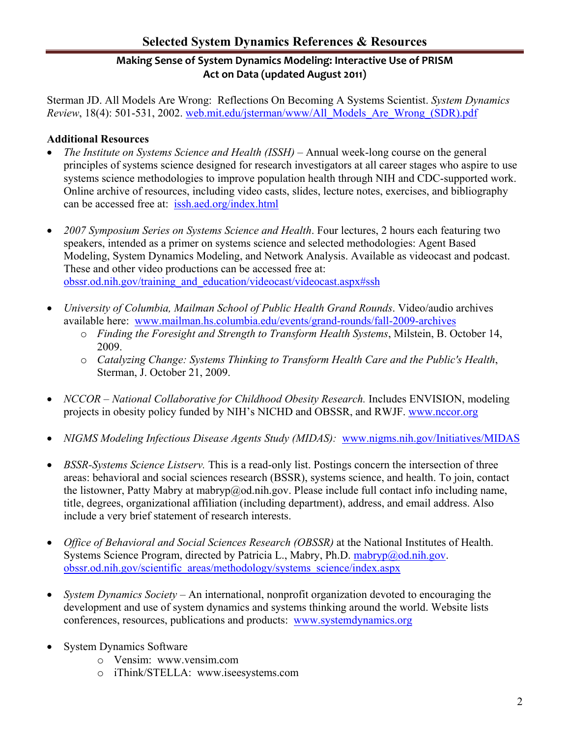# Selected System Dynamics References & Resources

**Making Sense of System Dynamics Modeling: Interactive Use of PRISM**
**Act on Data (updated August 2011)**

Sterman JD. All Models Are Wrong: Reflections On Becoming A Systems Scientist. *System Dynamics Review*, 18(4): 501-531, 2002. [web.mit.edu/jsterman/www/All_Models_Are_Wrong_(SDR).pdf](web.mit.edu/jsterman/www/All_Models_Are_Wrong_(SDR).pdf)

**Additional Resources**

- *The Institute on Systems Science and Health (ISSH)* – Annual week-long course on the general principles of systems science designed for research investigators at all career stages who aspire to use systems science methodologies to improve population health through NIH and CDC-supported work. Online archive of resources, including video casts, slides, lecture notes, exercises, and bibliography can be accessed free at: [issh.aed.org/index.html](issh.aed.org/index.html)

- *2007 Symposium Series on Systems Science and Health*. Four lectures, 2 hours each featuring two speakers, intended as a primer on systems science and selected methodologies: Agent Based Modeling, System Dynamics Modeling, and Network Analysis. Available as videocast and podcast. These and other video productions can be accessed free at: [obssr.od.nih.gov/training_and_education/videocast/videocast.aspx#ssh](obssr.od.nih.gov/training_and_education/videocast/videocast.aspx#ssh)

- *University of Columbia, Mailman School of Public Health Grand Rounds*. Video/audio archives available here: [www.mailman.hs.columbia.edu/events/grand-rounds/fall-2009-archives](www.mailman.hs.columbia.edu/events/grand-rounds/fall-2009-archives)
  - *Finding the Foresight and Strength to Transform Health Systems*, Milstein, B. October 14, 2009.
  - *Catalyzing Change: Systems Thinking to Transform Health Care and the Public's Health*, Sterman, J. October 21, 2009.

- *NCCOR – National Collaborative for Childhood Obesity Research.* Includes ENVISION, modeling projects in obesity policy funded by NIH's NICHD and OBSSR, and RWJF. [www.nccor.org](www.nccor.org)

- *NIGMS Modeling Infectious Disease Agents Study (MIDAS):* [www.nigms.nih.gov/Initiatives/MIDAS](www.nigms.nih.gov/Initiatives/MIDAS)

- *BSSR-Systems Science Listserv.* This is a read-only list. Postings concern the intersection of three areas: behavioral and social sciences research (BSSR), systems science, and health. To join, contact the listowner, Patty Mabry at mabryp@od.nih.gov. Please include full contact info including name, title, degrees, organizational affiliation (including department), address, and email address. Also include a very brief statement of research interests.

- *Office of Behavioral and Social Sciences Research (OBSSR)* at the National Institutes of Health. Systems Science Program, directed by Patricia L., Mabry, Ph.D. [mabryp@od.nih.gov](mailto:mabryp@od.nih.gov). [obssr.od.nih.gov/scientific_areas/methodology/systems_science/index.aspx](obssr.od.nih.gov/scientific_areas/methodology/systems_science/index.aspx)

- *System Dynamics Society* – An international, nonprofit organization devoted to encouraging the development and use of system dynamics and systems thinking around the world. Website lists conferences, resources, publications and products: [www.systemdynamics.org](www.systemdynamics.org)

- System Dynamics Software
  - Vensim: www.vensim.com
  - iThink/STELLA: www.iseesystems.com